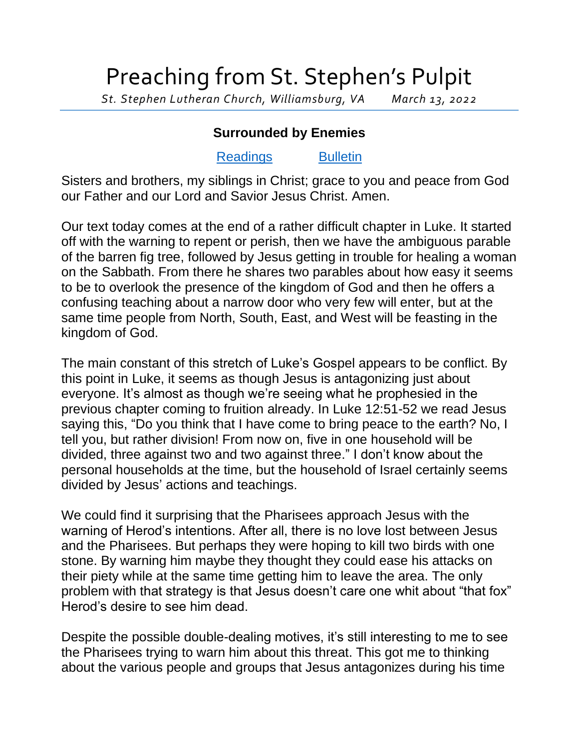# Preaching from St. Stephen's Pulpit

*St. Stephen Lutheran Church, Williamsburg, VA March 13, 2022*

### Surrounded by Enemies

Readings Bulletin

Sisters and brothers, my siblings in Christ; grace to you and peace from God our Father and our Lord and Savior Jesus Christ. Amen.

Our text today comes at the end of a rather difficult chapter in Luke. It started off with the warning to repent or perish, then we have the ambiguous parable of the barren fig tree, followed by Jesus getting in trouble for healing a woman on the Sabbath. From there he shares two parables about how easy it seems to be to overlook the presence of the kingdom of God and then he offers a confusing teaching about a narrow door who very few will enter, but at the same time people from North, South, East, and West will be feasting in the kingdom of God.

The main constant of this stretch of Luke's Gospel appears to be conflict. By this point in Luke, it seems as though Jesus is antagonizing just about everyone. It's almost as though we're seeing what he prophesied in the previous chapter coming to fruition already. In Luke 12:51-52 we read Jesus saying this, "Do you think that I have come to bring peace to the earth? No, I tell you, but rather division! From now on, five in one household will be divided, three against two and two against three." I don't know about the personal households at the time, but the household of Israel certainly seems divided by Jesus' actions and teachings.

We could find it surprising that the Pharisees approach Jesus with the warning of Herod's intentions. After all, there is no love lost between Jesus and the Pharisees. But perhaps they were hoping to kill two birds with one stone. By warning him maybe they thought they could ease his attacks on their piety while at the same time getting him to leave the area. The only problem with that strategy is that Jesus doesn't care one whit about "that fox" Herod's desire to see him dead.

Despite the possible double-dealing motives, it's still interesting to me to see the Pharisees trying to warn him about this threat. This got me to thinking about the various people and groups that Jesus antagonizes during his time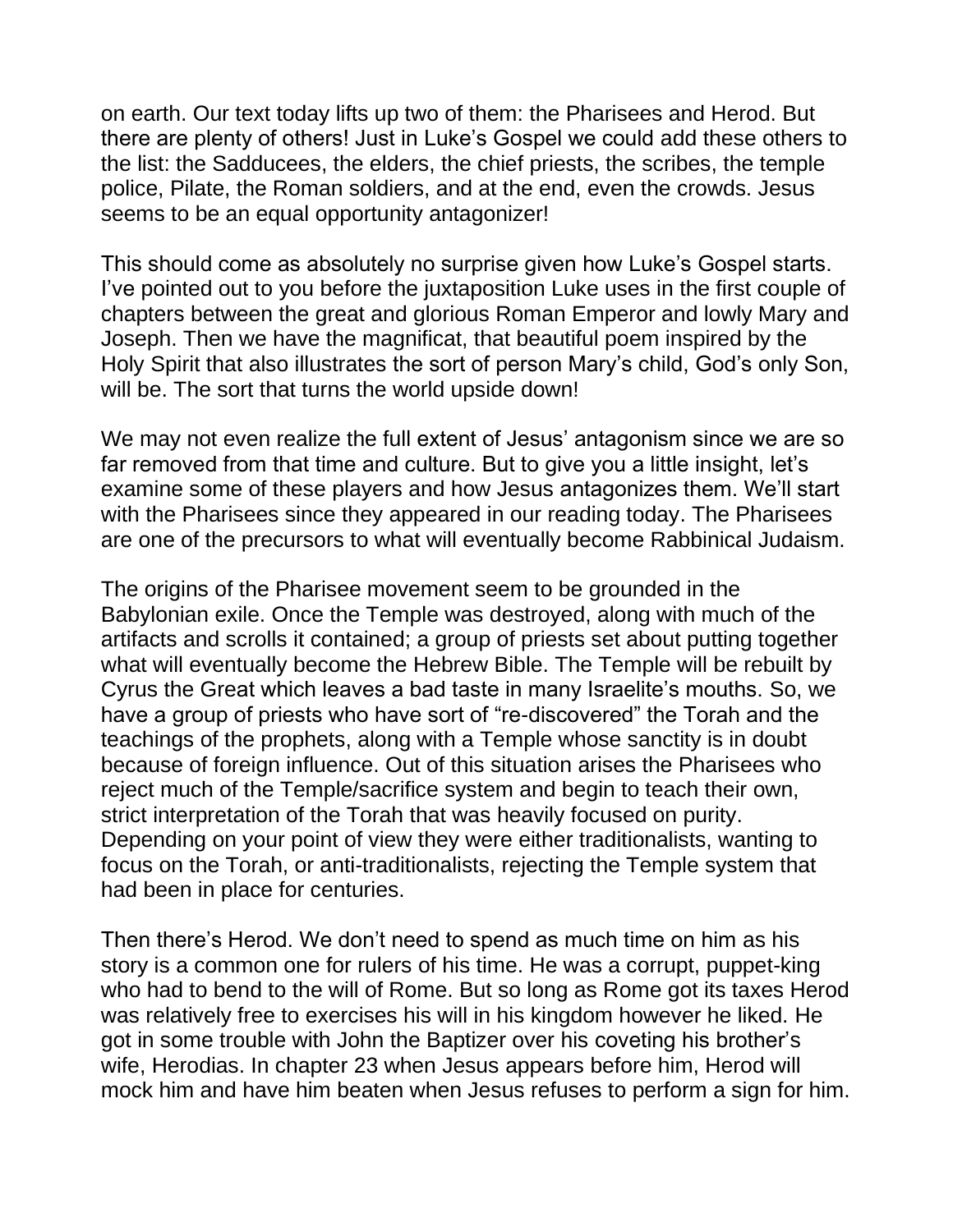on earth. Our text today lifts up two of them: the Pharisees and Herod. But there are plenty of others! Just in Luke's Gospel we could add these others to the list: the Sadducees, the elders, the chief priests, the scribes, the temple police, Pilate, the Roman soldiers, and at the end, even the crowds. Jesus seems to be an equal opportunity antagonizer!

This should come as absolutely no surprise given how Luke's Gospel starts. I've pointed out to you before the juxtaposition Luke uses in the first couple of chapters between the great and glorious Roman Emperor and lowly Mary and Joseph. Then we have the magnificat, that beautiful poem inspired by the Holy Spirit that also illustrates the sort of person Mary's child, God's only Son, will be. The sort that turns the world upside down!

We may not even realize the full extent of Jesus' antagonism since we are so far removed from that time and culture. But to give you a little insight, let's examine some of these players and how Jesus antagonizes them. We'll start with the Pharisees since they appeared in our reading today. The Pharisees are one of the precursors to what will eventually become Rabbinical Judaism.

The origins of the Pharisee movement seem to be grounded in the Babylonian exile. Once the Temple was destroyed, along with much of the artifacts and scrolls it contained; a group of priests set about putting together what will eventually become the Hebrew Bible. The Temple will be rebuilt by Cyrus the Great which leaves a bad taste in many Israelite's mouths. So, we have a group of priests who have sort of "re-discovered" the Torah and the teachings of the prophets, along with a Temple whose sanctity is in doubt because of foreign influence. Out of this situation arises the Pharisees who reject much of the Temple/sacrifice system and begin to teach their own, strict interpretation of the Torah that was heavily focused on purity. Depending on your point of view they were either traditionalists, wanting to focus on the Torah, or anti-traditionalists, rejecting the Temple system that had been in place for centuries.

Then there's Herod. We don't need to spend as much time on him as his story is a common one for rulers of his time. He was a corrupt, puppet-king who had to bend to the will of Rome. But so long as Rome got its taxes Herod was relatively free to exercises his will in his kingdom however he liked. He got in some trouble with John the Baptizer over his coveting his brother's wife, Herodias. In chapter 23 when Jesus appears before him, Herod will mock him and have him beaten when Jesus refuses to perform a sign for him.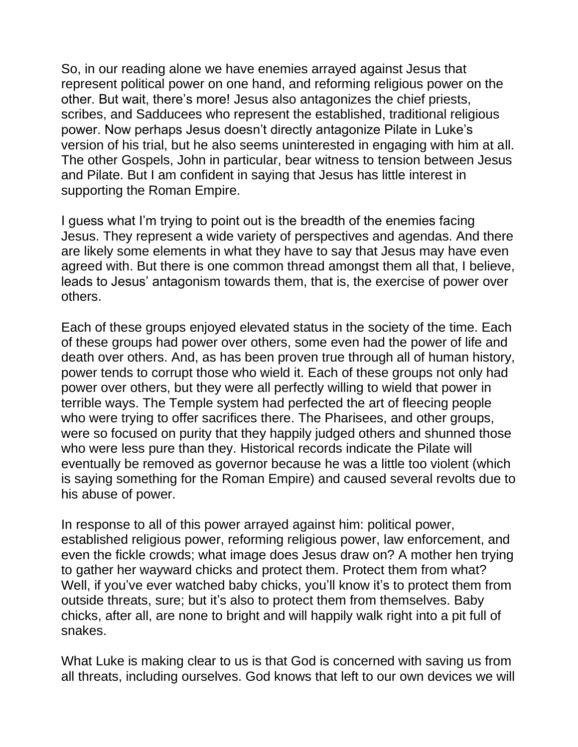So, in our reading alone we have enemies arrayed against Jesus that represent political power on one hand, and reforming religious power on the other. But wait, there's more! Jesus also antagonizes the chief priests, scribes, and Sadducees who represent the established, traditional religious power. Now perhaps Jesus doesn't directly antagonize Pilate in Luke's version of his trial, but he also seems uninterested in engaging with him at all. The other Gospels, John in particular, bear witness to tension between Jesus and Pilate. But I am confident in saying that Jesus has little interest in supporting the Roman Empire.

I guess what I'm trying to point out is the breadth of the enemies facing Jesus. They represent a wide variety of perspectives and agendas. And there are likely some elements in what they have to say that Jesus may have even agreed with. But there is one common thread amongst them all that, I believe, leads to Jesus' antagonism towards them, that is, the exercise of power over others.

Each of these groups enjoyed elevated status in the society of the time. Each of these groups had power over others, some even had the power of life and death over others. And, as has been proven true through all of human history, power tends to corrupt those who wield it. Each of these groups not only had power over others, but they were all perfectly willing to wield that power in terrible ways. The Temple system had perfected the art of fleecing people who were trying to offer sacrifices there. The Pharisees, and other groups, were so focused on purity that they happily judged others and shunned those who were less pure than they. Historical records indicate the Pilate will eventually be removed as governor because he was a little too violent (which is saying something for the Roman Empire) and caused several revolts due to his abuse of power.

In response to all of this power arrayed against him: political power, established religious power, reforming religious power, law enforcement, and even the fickle crowds; what image does Jesus draw on? A mother hen trying to gather her wayward chicks and protect them. Protect them from what? Well, if you've ever watched baby chicks, you'll know it's to protect them from outside threats, sure; but it's also to protect them from themselves. Baby chicks, after all, are none to bright and will happily walk right into a pit full of snakes.

What Luke is making clear to us is that God is concerned with saving us from all threats, including ourselves. God knows that left to our own devices we will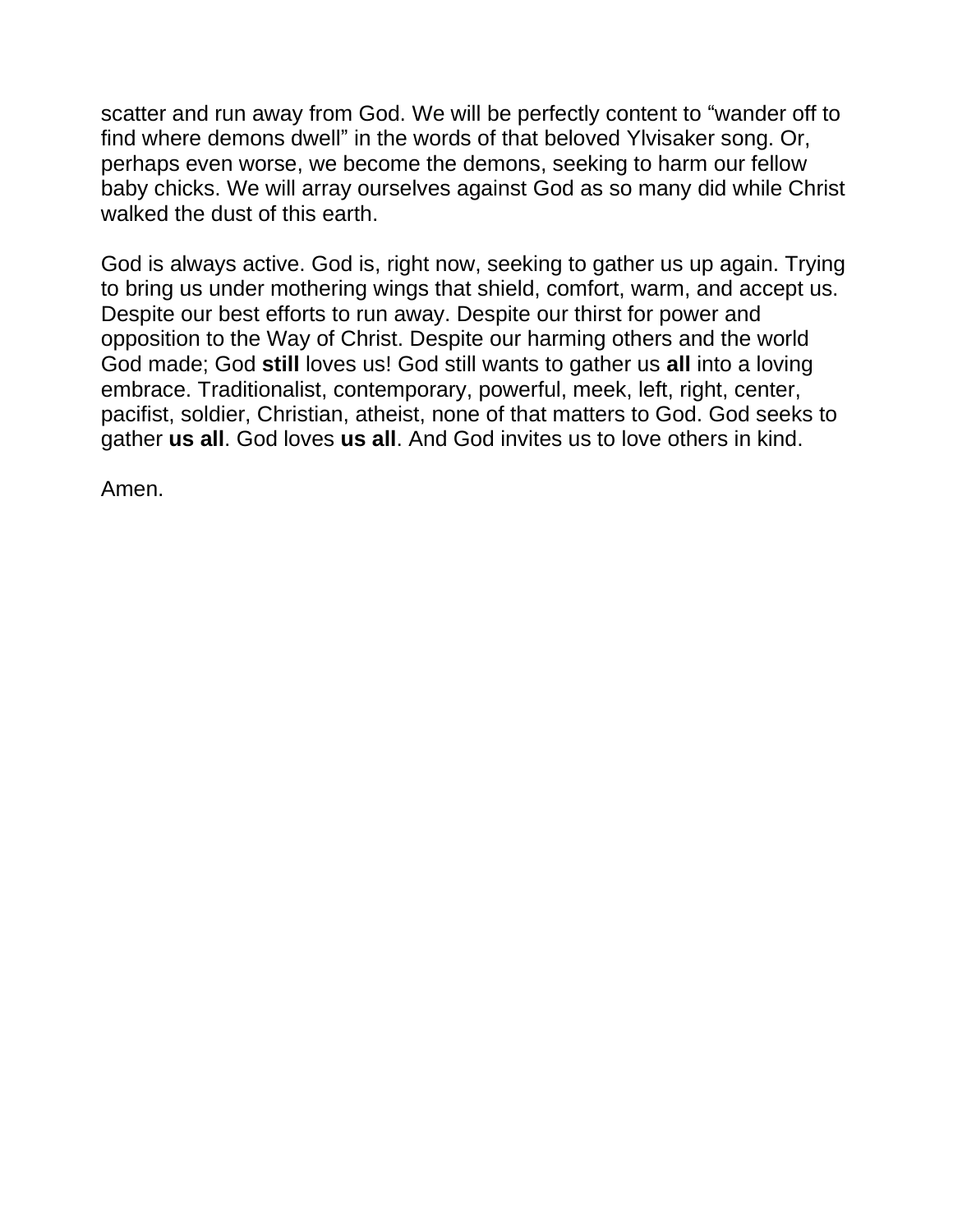scatter and run away from God. We will be perfectly content to "wander off to find where demons dwell" in the words of that beloved Ylvisaker song. Or, perhaps even worse, we become the demons, seeking to harm our fellow baby chicks. We will array ourselves against God as so many did while Christ walked the dust of this earth.

God is always active. God is, right now, seeking to gather us up again. Trying to bring us under mothering wings that shield, comfort, warm, and accept us. Despite our best efforts to run away. Despite our thirst for power and opposition to the Way of Christ. Despite our harming others and the world God made; God **still** loves us! God still wants to gather us **all** into a loving embrace. Traditionalist, contemporary, powerful, meek, left, right, center, pacifist, soldier, Christian, atheist, none of that matters to God. God seeks to gather **us all**. God loves **us all**. And God invites us to love others in kind.

Amen.